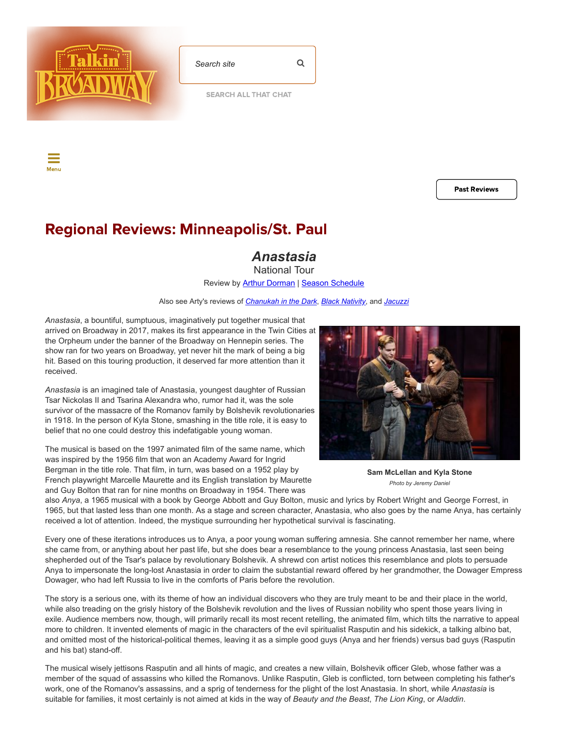## Regional Reviews: Minneapolis/St. Paul

# *Anastasia*

National Tour

Review by Arthur Dorman | Season Schedule

Also see Arty's reviews of *Chanukah in the Dark*, *Black Nativity*, and *Jacuzzi*

*Anastasia*, a bountiful, sumptuous, imaginatively put together musical that arrived on Broadway in 2017, makes its first appearance in the Twin Cities at the Orpheum under the banner of the Broadway on Hennepin series. The show ran for two years on Broadway, yet never hit the mark of being a big hit. Based on this touring production, it deserved far more attention than it received.

*Anastasia* is an imagined tale of Anastasia, youngest daughter of Russian Tsar Nickolas II and Tsarina Alexandra who, rumor had it, was the sole survivor of the massacre of the Romanov family by Bolshevik revolutionaries in 1918. In the person of Kyla Stone, smashing in the title role, it is easy to belief that no one could destroy this indefatigable young woman.

**Sam McLellan and Kyla Stone**

*Photo by Jeremy Daniel*

The musical is based on the 1997 animated film of the same name, which was inspired by the 1956 film that won an Academy Award for Ingrid Bergman in the title role. That film, in turn, was based on a 1952 play by French playwright Marcelle Maurette and its English translation by Maurette and Guy Bolton that ran for nine months on Broadway in 1954. There was also *Anya*, a 1965 musical with a book by George Abbott and Guy Bolton, music and lyrics by Robert Wright and George Forrest, in 1965, but that lasted less than one month. As a stage and screen character, Anastasia, who also goes by the name Anya, has certainly received a lot of attention. Indeed, the mystique surrounding her hypothetical survival is fascinating.

Every one of these iterations introduces us to Anya, a poor young woman suffering amnesia. She cannot remember her name, where she came from, or anything about her past life, but she does bear a resemblance to the young princess Anastasia, last seen being shepherded out of the Tsar's palace by revolutionary Bolshevik. A shrewd con artist notices this resemblance and plots to persuade Anya to impersonate the long-lost Anastasia in order to claim the substantial reward offered by her grandmother, the Dowager Empress Dowager, who had left Russia to live in the comforts of Paris before the revolution.

The story is a serious one, with its theme of how an individual discovers who they are truly meant to be and their place in the world, while also treading on the grisly history of the Bolshevik revolution and the lives of Russian nobility who spent those years living in exile. Audience members now, though, will primarily recall its most recent retelling, the animated film, which tilts the narrative to appeal more to children. It invented elements of magic in the characters of the evil spiritualist Rasputin and his sidekick, a talking albino bat, and omitted most of the historical-political themes, leaving it as a simple good guys (Anya and her friends) versus bad guys (Rasputin and his bat) stand-off.

The musical wisely jettisons Rasputin and all hints of magic, and creates a new villain, Bolshevik officer Gleb, whose father was a member of the squad of assassins who killed the Romanovs. Unlike Rasputin, Gleb is conflicted, torn between completing his father's work, one of the Romanov's assassins, and a sprig of tenderness for the plight of the lost Anastasia. In short, while *Anastasia* is suitable for families, it most certainly is not aimed at kids in the way of *Beauty and the Beast*, *The Lion King*, or *Aladdin*.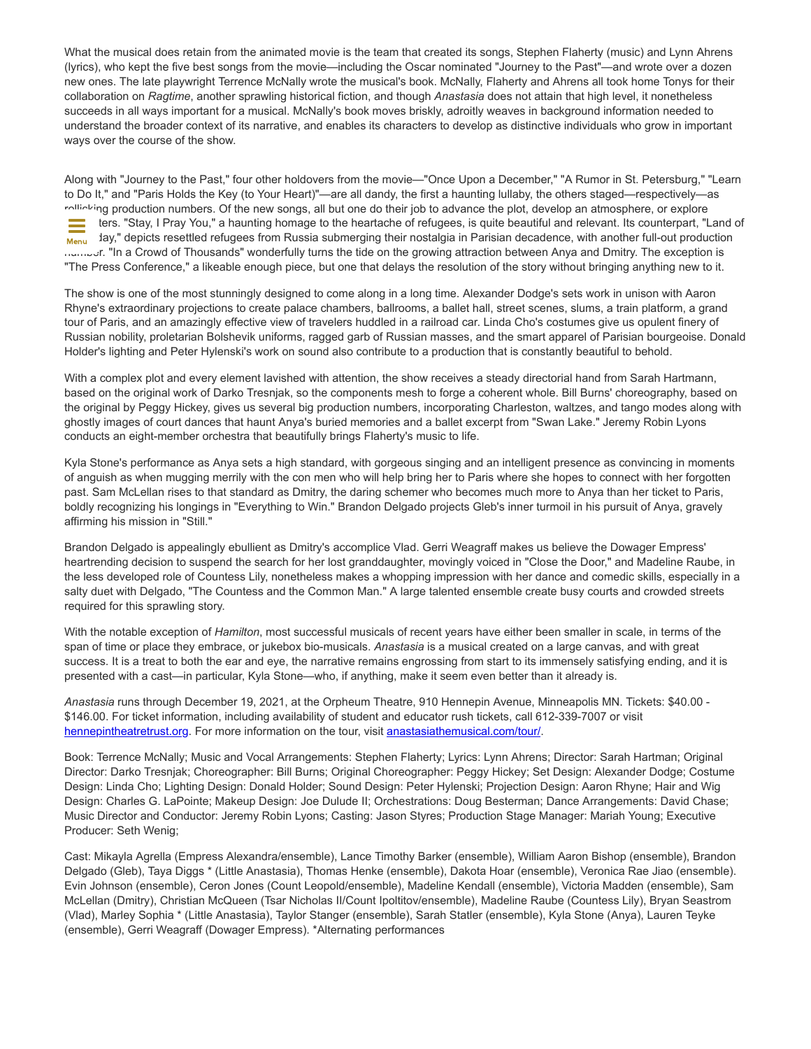What the musical does retain from the animated movie is the team that created its songs, Stephen Flaherty (music) and Lynn Ahrens (lyrics), who kept the five best songs from the movie—including the Oscar nominated "Journey to the Past"—and wrote over a dozen new ones. The late playwright Terrence McNally wrote the musical's book. McNally, Flaherty and Ahrens all took home Tonys for their collaboration on *Ragtime*, another sprawling historical fiction, and though *Anastasia* does not attain that high level, it nonetheless succeeds in all ways important for a musical. McNally's book moves briskly, adroitly weaves in background information needed to understand the broader context of its narrative, and enables its characters to develop as distinctive individuals who grow in important ways over the course of the show.

Along with "Journey to the Past," four other holdovers from the movie—"Once Upon a December," "A Rumor in St. Petersburg," "Learn to Do It," and "Paris Holds the Key (to Your Heart)"—are all dandy, the first a haunting lullaby, the others staged—respectively—as rollicking production numbers. Of the new songs, all but one do their job to advance the plot, develop an atmosphere, or explore characters. "Stay, I Pray You," a haunting homage to the heartache of refugees, is quite beautiful and relevant. Its counterpart, "Land of Yesterday," depicts resettled refugees from Russia submerging their nostalgia in Parisian decadence, with another full-out production number. "In a Crowd of Thousands" wonderfully turns the tide on the growing attraction between Anya and Dmitry. The exception is "The Press Conference," a likeable enough piece, but one that delays the resolution of the story without bringing anything new to it.

The show is one of the most stunningly designed to come along in a long time. Alexander Dodge's sets work in unison with Aaron Rhyne's extraordinary projections to create palace chambers, ballrooms, a ballet hall, street scenes, slums, a train platform, a grand tour of Paris, and an amazingly effective view of travelers huddled in a railroad car. Linda Cho's costumes give us opulent finery of Russian nobility, proletarian Bolshevik uniforms, ragged garb of Russian masses, and the smart apparel of Parisian bourgeoise. Donald Holder's lighting and Peter Hylenski's work on sound also contribute to a production that is constantly beautiful to behold.

With a complex plot and every element lavished with attention, the show receives a steady directorial hand from Sarah Hartmann, based on the original work of Darko Tresnjak, so the components mesh to forge a coherent whole. Bill Burns' choreography, based on the original by Peggy Hickey, gives us several big production numbers, incorporating Charleston, waltzes, and tango modes along with ghostly images of court dances that haunt Anya's buried memories and a ballet excerpt from "Swan Lake." Jeremy Robin Lyons conducts an eight-member orchestra that beautifully brings Flaherty's music to life.

Kyla Stone's performance as Anya sets a high standard, with gorgeous singing and an intelligent presence as convincing in moments of anguish as when mugging merrily with the con men who will help bring her to Paris where she hopes to connect with her forgotten past. Sam McLellan rises to that standard as Dmitry, the daring schemer who becomes much more to Anya than her ticket to Paris, boldly recognizing his longings in "Everything to Win." Brandon Delgado projects Gleb's inner turmoil in his pursuit of Anya, gravely affirming his mission in "Still."

Brandon Delgado is appealingly ebullient as Dmitry's accomplice Vlad. Gerri Weagraff makes us believe the Dowager Empress' heartrending decision to suspend the search for her lost granddaughter, movingly voiced in "Close the Door," and Madeline Raube, in the less developed role of Countess Lily, nonetheless makes a whopping impression with her dance and comedic skills, especially in a salty duet with Delgado, "The Countess and the Common Man." A large talented ensemble create busy courts and crowded streets required for this sprawling story.

With the notable exception of *Hamilton*, most successful musicals of recent years have either been smaller in scale, in terms of the span of time or place they embrace, or jukebox bio-musicals. *Anastasia* is a musical created on a large canvas, and with great success. It is a treat to both the ear and eye, the narrative remains engrossing from start to its immensely satisfying ending, and it is presented with a cast—in particular, Kyla Stone—who, if anything, make it seem even better than it already is.

*Anastasia* runs through December 19, 2021, at the Orpheum Theatre, 910 Hennepin Avenue, Minneapolis MN. Tickets: $40.00 - $146.00. For ticket information, including availability of student and educator rush tickets, call 612-339-7007 or visit [hennepintheatretrust.org](hennepintheatretrust.org). For more information on the tour, visit [anastasiathemusical.com/tour/](anastasiathemusical.com/tour/).

Book: Terrence McNally; Music and Vocal Arrangements: Stephen Flaherty; Lyrics: Lynn Ahrens; Director: Sarah Hartman; Original Director: Darko Tresnjak; Choreographer: Bill Burns; Original Choreographer: Peggy Hickey; Set Design: Alexander Dodge; Costume Design: Linda Cho; Lighting Design: Donald Holder; Sound Design: Peter Hylenski; Projection Design: Aaron Rhyne; Hair and Wig Design: Charles G. LaPointe; Makeup Design: Joe Dulude II; Orchestrations: Doug Besterman; Dance Arrangements: David Chase; Music Director and Conductor: Jeremy Robin Lyons; Casting: Jason Styres; Production Stage Manager: Mariah Young; Executive Producer: Seth Wenig;

Cast: Mikayla Agrella (Empress Alexandra/ensemble), Lance Timothy Barker (ensemble), William Aaron Bishop (ensemble), Brandon Delgado (Gleb), Taya Diggs * (Little Anastasia), Thomas Henke (ensemble), Dakota Hoar (ensemble), Veronica Rae Jiao (ensemble). Evin Johnson (ensemble), Ceron Jones (Count Leopold/ensemble), Madeline Kendall (ensemble), Victoria Madden (ensemble), Sam McLellan (Dmitry), Christian McQueen (Tsar Nicholas II/Count Ipoltitov/ensemble), Madeline Raube (Countess Lily), Bryan Seastrom (Vlad), Marley Sophia * (Little Anastasia), Taylor Stanger (ensemble), Sarah Statler (ensemble), Kyla Stone (Anya), Lauren Teyke (ensemble), Gerri Weagraff (Dowager Empress). *Alternating performances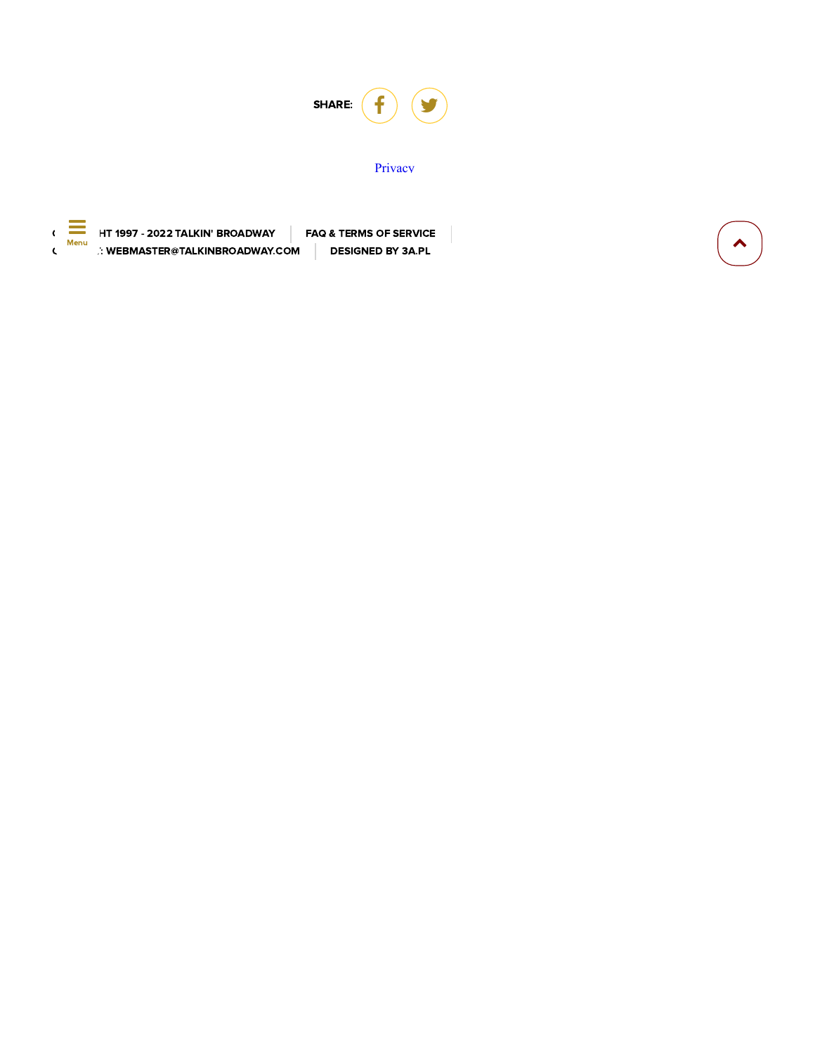SHARE:

Privacy

COPYRIGHT 1997 - 2022 TALKIN' BROADWAY | FAQ & TERMS OF SERVICE

CONTACT: WEBMASTER@TALKINBROADWAY.COM | DESIGNED BY 3A.PL